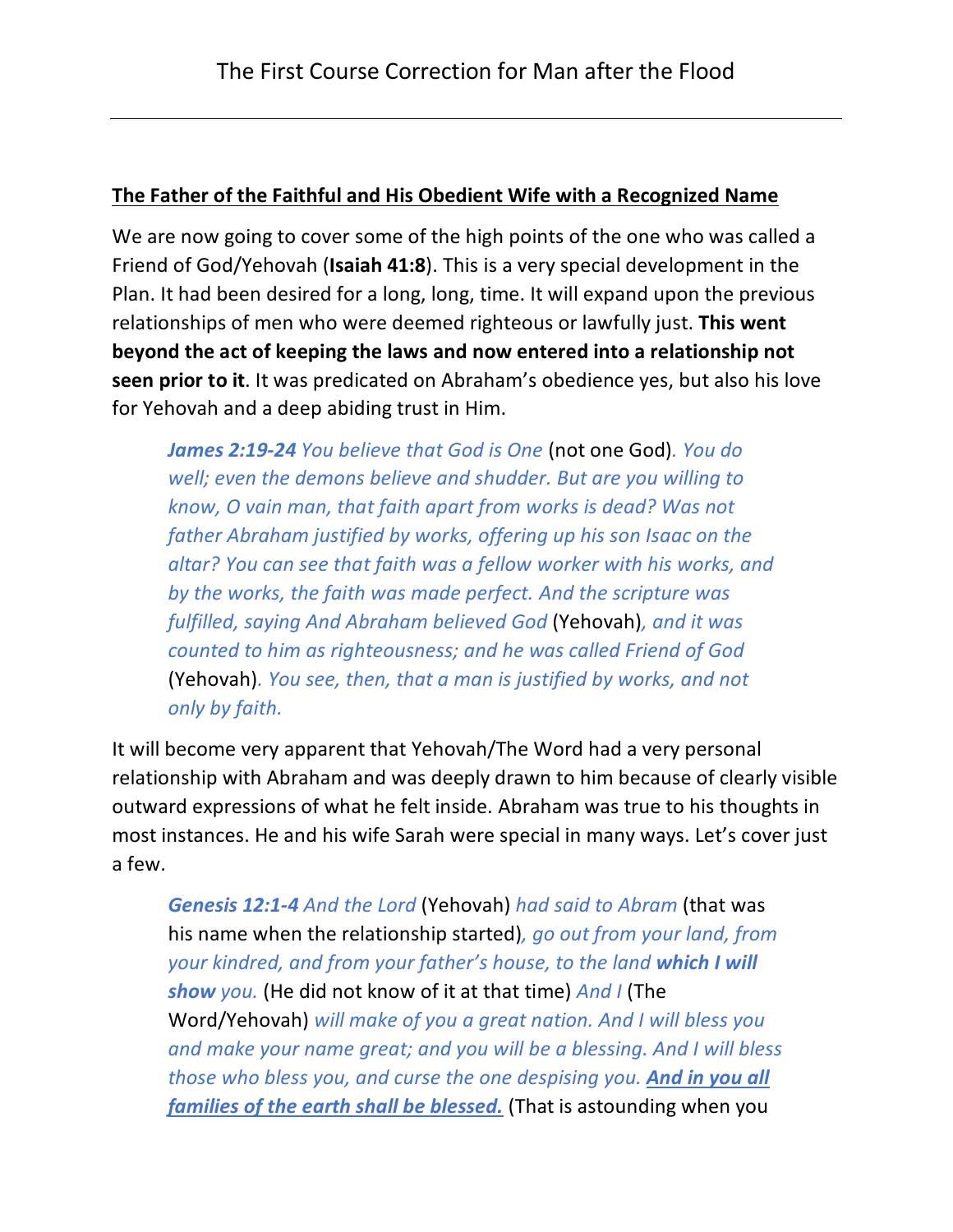# The First Course Correction for Man after the Flood

---

## **The Father of the Faithful and His Obedient Wife with a Recognized Name**

We are now going to cover some of the high points of the one who was called a Friend of God/Yehovah (**Isaiah 41:8**). This is a very special development in the Plan. It had been desired for a long, long, time. It will expand upon the previous relationships of men who were deemed righteous or lawfully just. **This went beyond the act of keeping the laws and now entered into a relationship not seen prior to it**. It was predicated on Abraham's obedience yes, but also his love for Yehovah and a deep abiding trust in Him.

> ***James 2:19-24*** *You believe that God is One* (not one God)*. You do well; even the demons believe and shudder. But are you willing to know, O vain man, that faith apart from works is dead? Was not father Abraham justified by works, offering up his son Isaac on the altar? You can see that faith was a fellow worker with his works, and by the works, the faith was made perfect. And the scripture was fulfilled, saying And Abraham believed God* (Yehovah)*, and it was counted to him as righteousness; and he was called Friend of God* (Yehovah)*. You see, then, that a man is justified by works, and not only by faith.*

It will become very apparent that Yehovah/The Word had a very personal relationship with Abraham and was deeply drawn to him because of clearly visible outward expressions of what he felt inside. Abraham was true to his thoughts in most instances. He and his wife Sarah were special in many ways. Let's cover just a few.

> ***Genesis 12:1-4*** *And the Lord* (Yehovah) *had said to Abram* (that was his name when the relationship started)*, go out from your land, from your kindred, and from your father's house, to the land **which I will show** you.* (He did not know of it at that time) *And I* (The Word/Yehovah) *will make of you a great nation. And I will bless you and make your name great; and you will be a blessing. And I will bless those who bless you, and curse the one despising you.* ***<u>And in you all families of the earth shall be blessed.</u>*** (That is astounding when you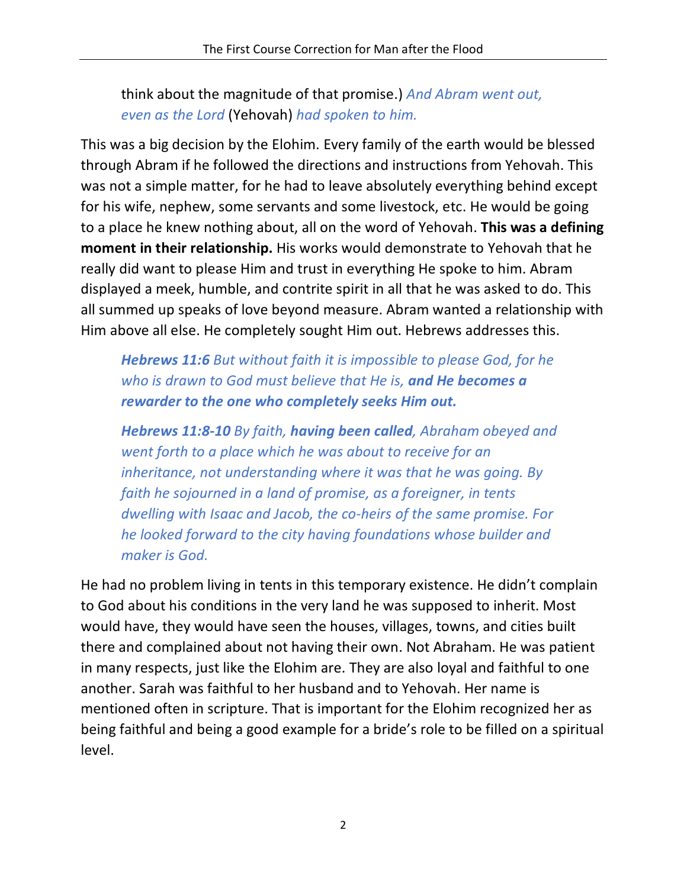> think about the magnitude of that promise.) *And Abram went out, even as the Lord* (Yehovah) *had spoken to him.*

This was a big decision by the Elohim. Every family of the earth would be blessed through Abram if he followed the directions and instructions from Yehovah. This was not a simple matter, for he had to leave absolutely everything behind except for his wife, nephew, some servants and some livestock, etc. He would be going to a place he knew nothing about, all on the word of Yehovah. **This was a defining moment in their relationship.** His works would demonstrate to Yehovah that he really did want to please Him and trust in everything He spoke to him. Abram displayed a meek, humble, and contrite spirit in all that he was asked to do. This all summed up speaks of love beyond measure. Abram wanted a relationship with Him above all else. He completely sought Him out. Hebrews addresses this.

> ***Hebrews 11:6*** *But without faith it is impossible to please God, for he who is drawn to God must believe that He is,* ***and He becomes a rewarder to the one who completely seeks Him out.***

> ***Hebrews 11:8-10*** *By faith,* ***having been called****, Abraham obeyed and went forth to a place which he was about to receive for an inheritance, not understanding where it was that he was going. By faith he sojourned in a land of promise, as a foreigner, in tents dwelling with Isaac and Jacob, the co-heirs of the same promise. For he looked forward to the city having foundations whose builder and maker is God.*

He had no problem living in tents in this temporary existence. He didn't complain to God about his conditions in the very land he was supposed to inherit. Most would have, they would have seen the houses, villages, towns, and cities built there and complained about not having their own. Not Abraham. He was patient in many respects, just like the Elohim are. They are also loyal and faithful to one another. Sarah was faithful to her husband and to Yehovah. Her name is mentioned often in scripture. That is important for the Elohim recognized her as being faithful and being a good example for a bride's role to be filled on a spiritual level.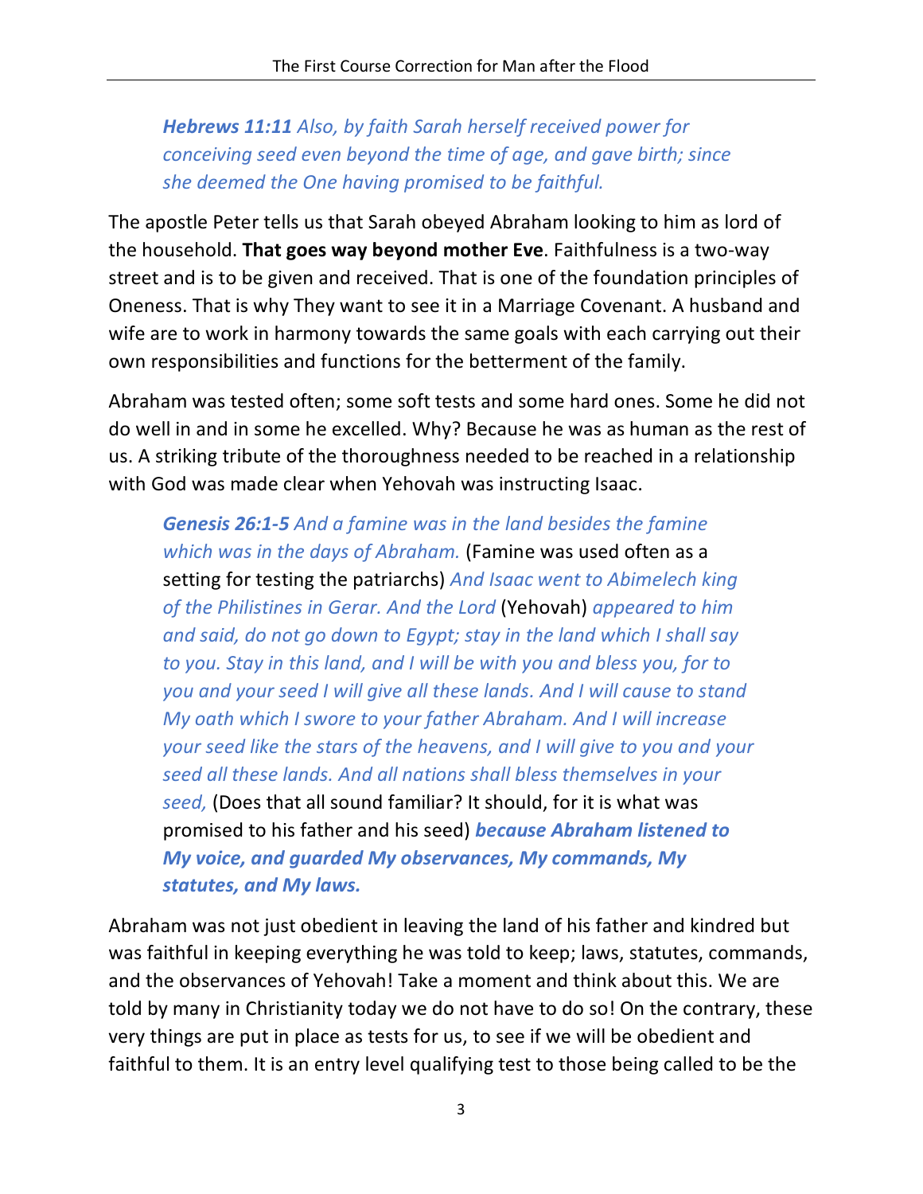> ***Hebrews 11:11*** *Also, by faith Sarah herself received power for conceiving seed even beyond the time of age, and gave birth; since she deemed the One having promised to be faithful.*

The apostle Peter tells us that Sarah obeyed Abraham looking to him as lord of the household. **That goes way beyond mother Eve**. Faithfulness is a two-way street and is to be given and received. That is one of the foundation principles of Oneness. That is why They want to see it in a Marriage Covenant. A husband and wife are to work in harmony towards the same goals with each carrying out their own responsibilities and functions for the betterment of the family.

Abraham was tested often; some soft tests and some hard ones. Some he did not do well in and in some he excelled. Why? Because he was as human as the rest of us. A striking tribute of the thoroughness needed to be reached in a relationship with God was made clear when Yehovah was instructing Isaac.

> ***Genesis 26:1-5*** *And a famine was in the land besides the famine which was in the days of Abraham.* (Famine was used often as a setting for testing the patriarchs) *And Isaac went to Abimelech king of the Philistines in Gerar. And the Lord* (Yehovah) *appeared to him and said, do not go down to Egypt; stay in the land which I shall say to you. Stay in this land, and I will be with you and bless you, for to you and your seed I will give all these lands. And I will cause to stand My oath which I swore to your father Abraham. And I will increase your seed like the stars of the heavens, and I will give to you and your seed all these lands. And all nations shall bless themselves in your seed,* (Does that all sound familiar? It should, for it is what was promised to his father and his seed) ***because Abraham listened to My voice, and guarded My observances, My commands, My statutes, and My laws.***

Abraham was not just obedient in leaving the land of his father and kindred but was faithful in keeping everything he was told to keep; laws, statutes, commands, and the observances of Yehovah! Take a moment and think about this. We are told by many in Christianity today we do not have to do so! On the contrary, these very things are put in place as tests for us, to see if we will be obedient and faithful to them. It is an entry level qualifying test to those being called to be the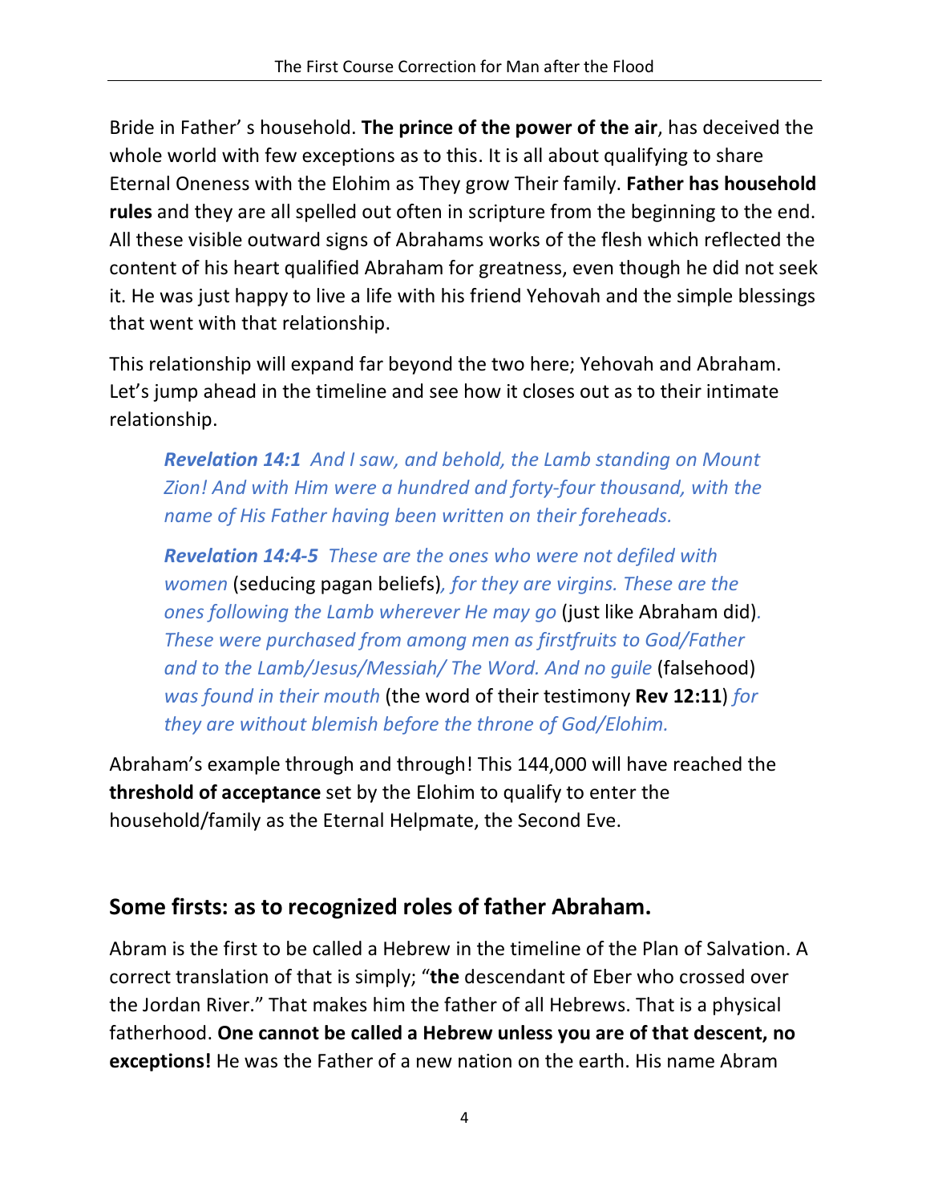Bride in Father' s household. **The prince of the power of the air**, has deceived the whole world with few exceptions as to this. It is all about qualifying to share Eternal Oneness with the Elohim as They grow Their family. **Father has household rules** and they are all spelled out often in scripture from the beginning to the end. All these visible outward signs of Abrahams works of the flesh which reflected the content of his heart qualified Abraham for greatness, even though he did not seek it. He was just happy to live a life with his friend Yehovah and the simple blessings that went with that relationship.

This relationship will expand far beyond the two here; Yehovah and Abraham. Let's jump ahead in the timeline and see how it closes out as to their intimate relationship.

> ***Revelation 14:1*** *And I saw, and behold, the Lamb standing on Mount Zion! And with Him were a hundred and forty-four thousand, with the name of His Father having been written on their foreheads.*
>
> ***Revelation 14:4-5*** *These are the ones who were not defiled with women* (seducing pagan beliefs)*, for they are virgins. These are the ones following the Lamb wherever He may go* (just like Abraham did)*. These were purchased from among men as firstfruits to God/Father and to the Lamb/Jesus/Messiah/ The Word. And no guile* (falsehood) *was found in their mouth* (the word of their testimony **Rev 12:11**) *for they are without blemish before the throne of God/Elohim.*

Abraham's example through and through! This 144,000 will have reached the **threshold of acceptance** set by the Elohim to qualify to enter the household/family as the Eternal Helpmate, the Second Eve.

## Some firsts: as to recognized roles of father Abraham.

Abram is the first to be called a Hebrew in the timeline of the Plan of Salvation. A correct translation of that is simply; "**the** descendant of Eber who crossed over the Jordan River." That makes him the father of all Hebrews. That is a physical fatherhood. **One cannot be called a Hebrew unless you are of that descent, no exceptions!** He was the Father of a new nation on the earth. His name Abram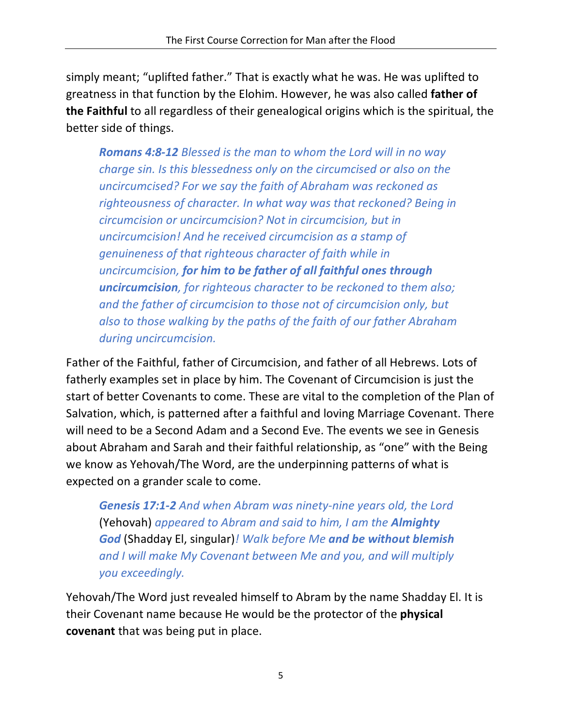simply meant; “uplifted father.” That is exactly what he was. He was uplifted to greatness in that function by the Elohim. However, he was also called **father of the Faithful** to all regardless of their genealogical origins which is the spiritual, the better side of things.

> ***Romans 4:8-12*** *Blessed is the man to whom the Lord will in no way charge sin. Is this blessedness only on the circumcised or also on the uncircumcised? For we say the faith of Abraham was reckoned as righteousness of character. In what way was that reckoned? Being in circumcision or uncircumcision? Not in circumcision, but in uncircumcision! And he received circumcision as a stamp of genuineness of that righteous character of faith while in uncircumcision,* ***for him to be father of all faithful ones through uncircumcision****, for righteous character to be reckoned to them also; and the father of circumcision to those not of circumcision only, but also to those walking by the paths of the faith of our father Abraham during uncircumcision.*

Father of the Faithful, father of Circumcision, and father of all Hebrews. Lots of fatherly examples set in place by him. The Covenant of Circumcision is just the start of better Covenants to come. These are vital to the completion of the Plan of Salvation, which, is patterned after a faithful and loving Marriage Covenant. There will need to be a Second Adam and a Second Eve. The events we see in Genesis about Abraham and Sarah and their faithful relationship, as “one” with the Being we know as Yehovah/The Word, are the underpinning patterns of what is expected on a grander scale to come.

> ***Genesis 17:1-2*** *And when Abram was ninety-nine years old, the Lord* (Yehovah) *appeared to Abram and said to him, I am the* ***Almighty God*** (Shadday El, singular)*! Walk before Me* ***and be without blemish*** *and I will make My Covenant between Me and you, and will multiply you exceedingly.*

Yehovah/The Word just revealed himself to Abram by the name Shadday El. It is their Covenant name because He would be the protector of the **physical covenant** that was being put in place.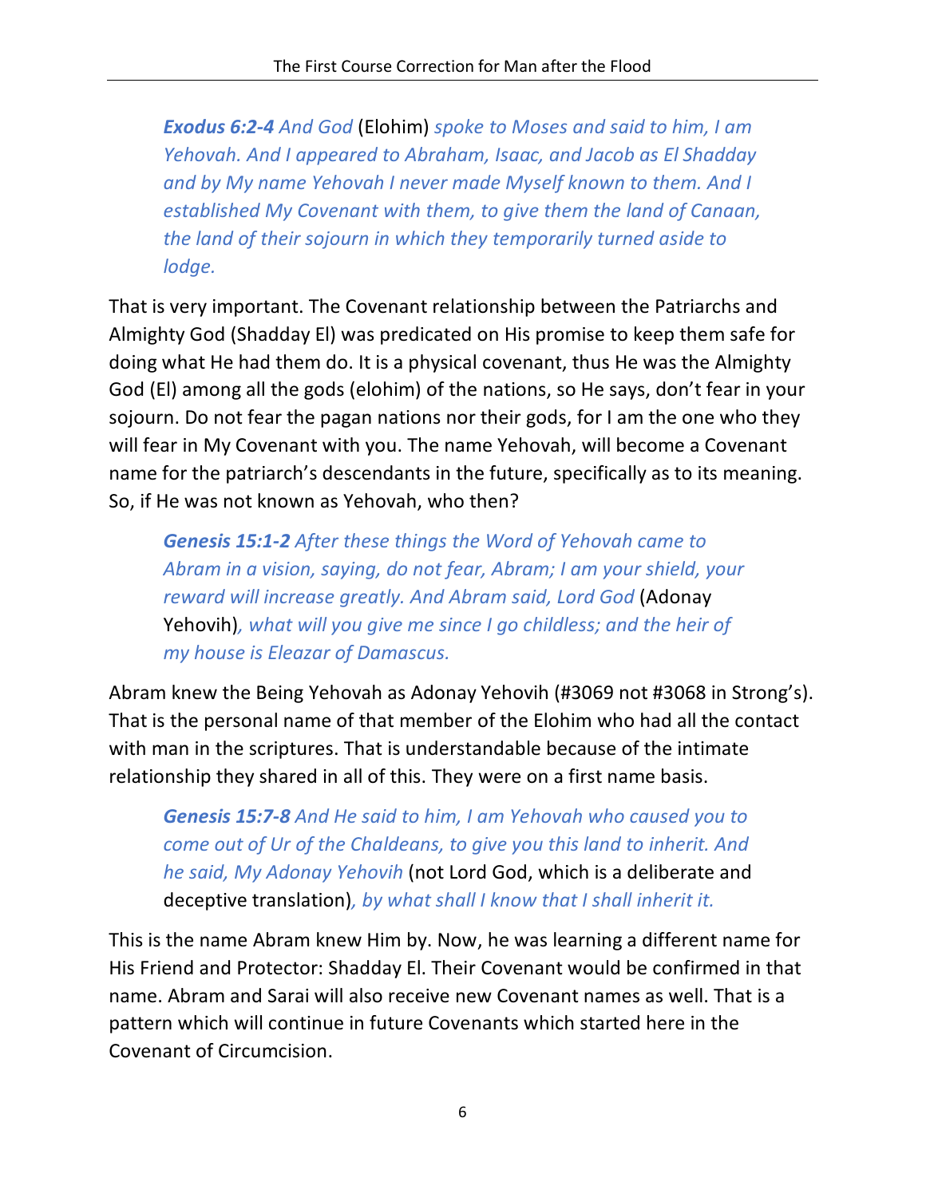> ***Exodus 6:2-4*** *And God* (Elohim) *spoke to Moses and said to him, I am Yehovah. And I appeared to Abraham, Isaac, and Jacob as El Shadday and by My name Yehovah I never made Myself known to them. And I established My Covenant with them, to give them the land of Canaan, the land of their sojourn in which they temporarily turned aside to lodge.*

That is very important. The Covenant relationship between the Patriarchs and Almighty God (Shadday El) was predicated on His promise to keep them safe for doing what He had them do. It is a physical covenant, thus He was the Almighty God (El) among all the gods (elohim) of the nations, so He says, don't fear in your sojourn. Do not fear the pagan nations nor their gods, for I am the one who they will fear in My Covenant with you. The name Yehovah, will become a Covenant name for the patriarch's descendants in the future, specifically as to its meaning. So, if He was not known as Yehovah, who then?

> ***Genesis 15:1-2*** *After these things the Word of Yehovah came to Abram in a vision, saying, do not fear, Abram; I am your shield, your reward will increase greatly. And Abram said, Lord God* (Adonay Yehovih)*, what will you give me since I go childless; and the heir of my house is Eleazar of Damascus.*

Abram knew the Being Yehovah as Adonay Yehovih (#3069 not #3068 in Strong's). That is the personal name of that member of the Elohim who had all the contact with man in the scriptures. That is understandable because of the intimate relationship they shared in all of this. They were on a first name basis.

> ***Genesis 15:7-8*** *And He said to him, I am Yehovah who caused you to come out of Ur of the Chaldeans, to give you this land to inherit. And he said, My Adonay Yehovih* (not Lord God, which is a deliberate and deceptive translation)*, by what shall I know that I shall inherit it.*

This is the name Abram knew Him by. Now, he was learning a different name for His Friend and Protector: Shadday El. Their Covenant would be confirmed in that name. Abram and Sarai will also receive new Covenant names as well. That is a pattern which will continue in future Covenants which started here in the Covenant of Circumcision.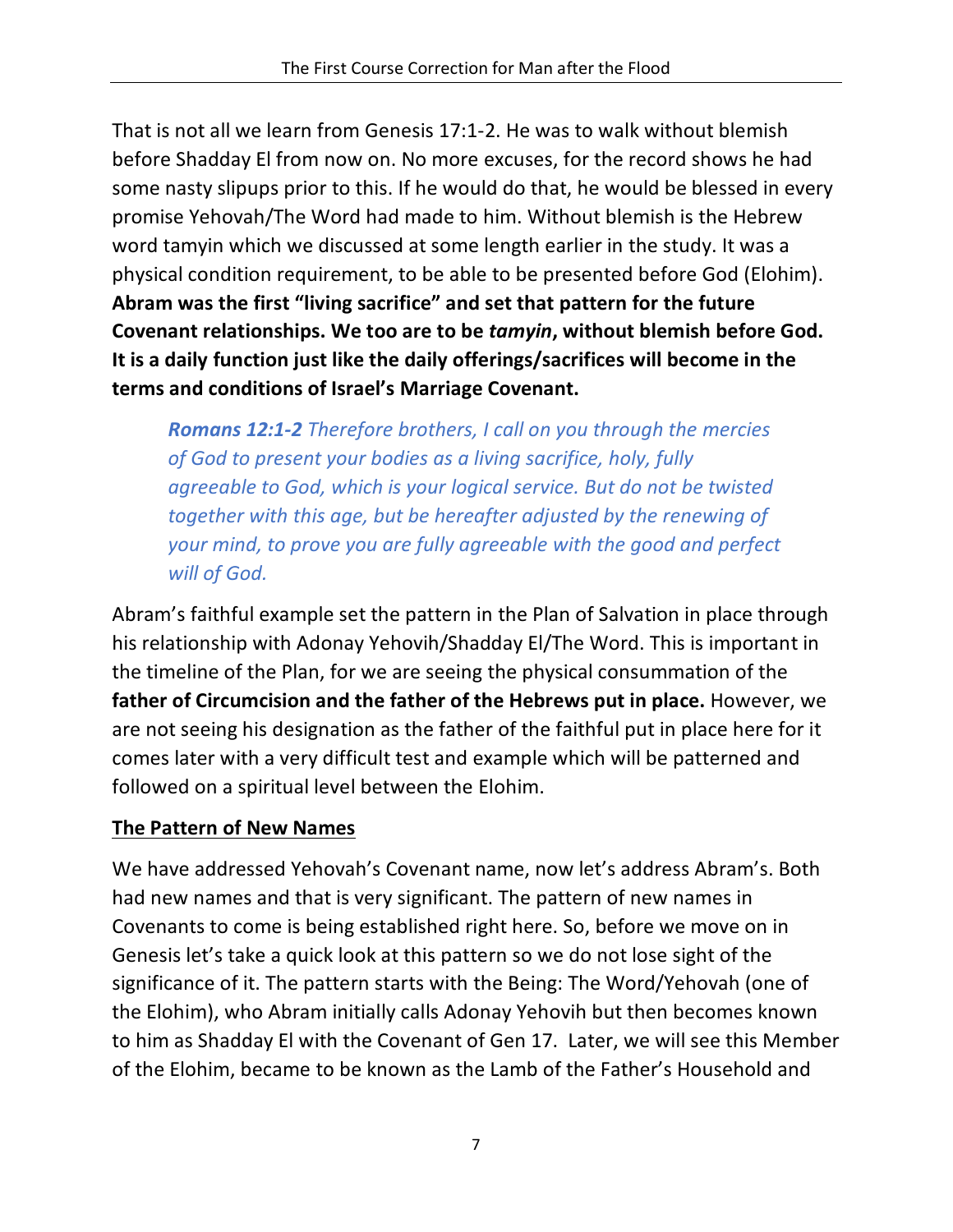That is not all we learn from Genesis 17:1-2. He was to walk without blemish before Shadday El from now on. No more excuses, for the record shows he had some nasty slipups prior to this. If he would do that, he would be blessed in every promise Yehovah/The Word had made to him. Without blemish is the Hebrew word tamyin which we discussed at some length earlier in the study. It was a physical condition requirement, to be able to be presented before God (Elohim). **Abram was the first "living sacrifice" and set that pattern for the future Covenant relationships. We too are to be *tamyin*, without blemish before God. It is a daily function just like the daily offerings/sacrifices will become in the terms and conditions of Israel's Marriage Covenant.**

> ***Romans 12:1-2*** *Therefore brothers, I call on you through the mercies of God to present your bodies as a living sacrifice, holy, fully agreeable to God, which is your logical service. But do not be twisted together with this age, but be hereafter adjusted by the renewing of your mind, to prove you are fully agreeable with the good and perfect will of God.*

Abram's faithful example set the pattern in the Plan of Salvation in place through his relationship with Adonay Yehovih/Shadday El/The Word. This is important in the timeline of the Plan, for we are seeing the physical consummation of the **father of Circumcision and the father of the Hebrews put in place.** However, we are not seeing his designation as the father of the faithful put in place here for it comes later with a very difficult test and example which will be patterned and followed on a spiritual level between the Elohim.

## The Pattern of New Names

We have addressed Yehovah's Covenant name, now let's address Abram's. Both had new names and that is very significant. The pattern of new names in Covenants to come is being established right here. So, before we move on in Genesis let's take a quick look at this pattern so we do not lose sight of the significance of it. The pattern starts with the Being: The Word/Yehovah (one of the Elohim), who Abram initially calls Adonay Yehovih but then becomes known to him as Shadday El with the Covenant of Gen 17. Later, we will see this Member of the Elohim, became to be known as the Lamb of the Father's Household and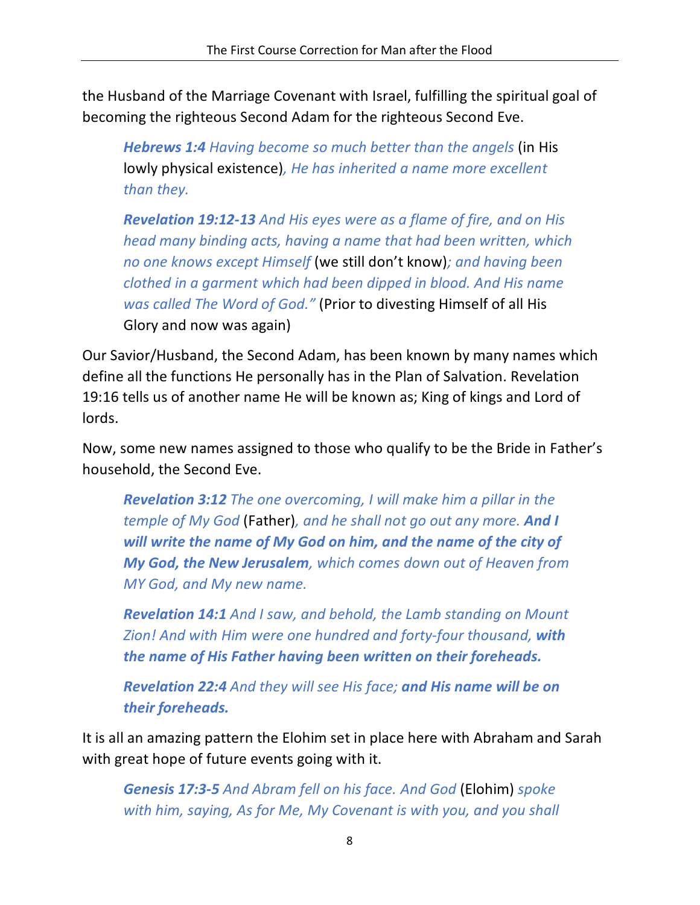the Husband of the Marriage Covenant with Israel, fulfilling the spiritual goal of becoming the righteous Second Adam for the righteous Second Eve.

> ***Hebrews 1:4*** *Having become so much better than the angels* (in His lowly physical existence)*, He has inherited a name more excellent than they.*
>
> ***Revelation 19:12-13*** *And His eyes were as a flame of fire, and on His head many binding acts, having a name that had been written, which no one knows except Himself* (we still don't know)*; and having been clothed in a garment which had been dipped in blood. And His name was called The Word of God."* (Prior to divesting Himself of all His Glory and now was again)

Our Savior/Husband, the Second Adam, has been known by many names which define all the functions He personally has in the Plan of Salvation. Revelation 19:16 tells us of another name He will be known as; King of kings and Lord of lords.

Now, some new names assigned to those who qualify to be the Bride in Father's household, the Second Eve.

> ***Revelation 3:12*** *The one overcoming, I will make him a pillar in the temple of My God* (Father)*, and he shall not go out any more.* ***And I will write the name of My God on him, and the name of the city of My God, the New Jerusalem****, which comes down out of Heaven from MY God, and My new name.*
>
> ***Revelation 14:1*** *And I saw, and behold, the Lamb standing on Mount Zion! And with Him were one hundred and forty-four thousand,* ***with the name of His Father having been written on their foreheads.***
>
> ***Revelation 22:4*** *And they will see His face;* ***and His name will be on their foreheads.***

It is all an amazing pattern the Elohim set in place here with Abraham and Sarah with great hope of future events going with it.

> ***Genesis 17:3-5*** *And Abram fell on his face. And God* (Elohim) *spoke with him, saying, As for Me, My Covenant is with you, and you shall*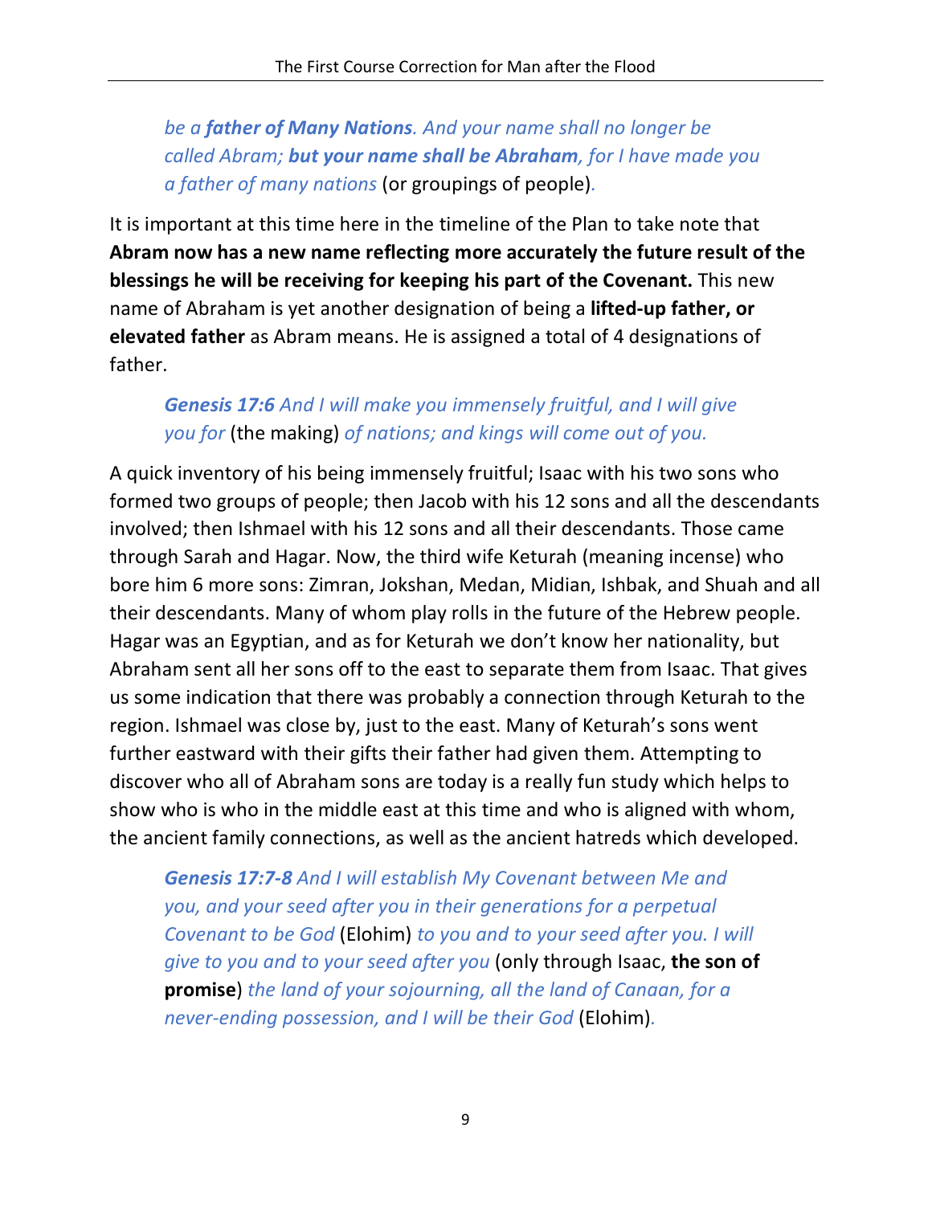> *be a **father of Many Nations**. And your name shall no longer be called Abram; **but your name shall be Abraham**, for I have made you a father of many nations* (or groupings of people).

It is important at this time here in the timeline of the Plan to take note that **Abram now has a new name reflecting more accurately the future result of the blessings he will be receiving for keeping his part of the Covenant.** This new name of Abraham is yet another designation of being a **lifted-up father, or elevated father** as Abram means. He is assigned a total of 4 designations of father.

> ***Genesis 17:6** And I will make you immensely fruitful, and I will give you for* (the making) *of nations; and kings will come out of you.*

A quick inventory of his being immensely fruitful; Isaac with his two sons who formed two groups of people; then Jacob with his 12 sons and all the descendants involved; then Ishmael with his 12 sons and all their descendants. Those came through Sarah and Hagar. Now, the third wife Keturah (meaning incense) who bore him 6 more sons: Zimran, Jokshan, Medan, Midian, Ishbak, and Shuah and all their descendants. Many of whom play rolls in the future of the Hebrew people. Hagar was an Egyptian, and as for Keturah we don't know her nationality, but Abraham sent all her sons off to the east to separate them from Isaac. That gives us some indication that there was probably a connection through Keturah to the region. Ishmael was close by, just to the east. Many of Keturah's sons went further eastward with their gifts their father had given them. Attempting to discover who all of Abraham sons are today is a really fun study which helps to show who is who in the middle east at this time and who is aligned with whom, the ancient family connections, as well as the ancient hatreds which developed.

> ***Genesis 17:7-8** And I will establish My Covenant between Me and you, and your seed after you in their generations for a perpetual Covenant to be God* (Elohim) *to you and to your seed after you. I will give to you and to your seed after you* (only through Isaac, **the son of promise**) *the land of your sojourning, all the land of Canaan, for a never-ending possession, and I will be their God* (Elohim).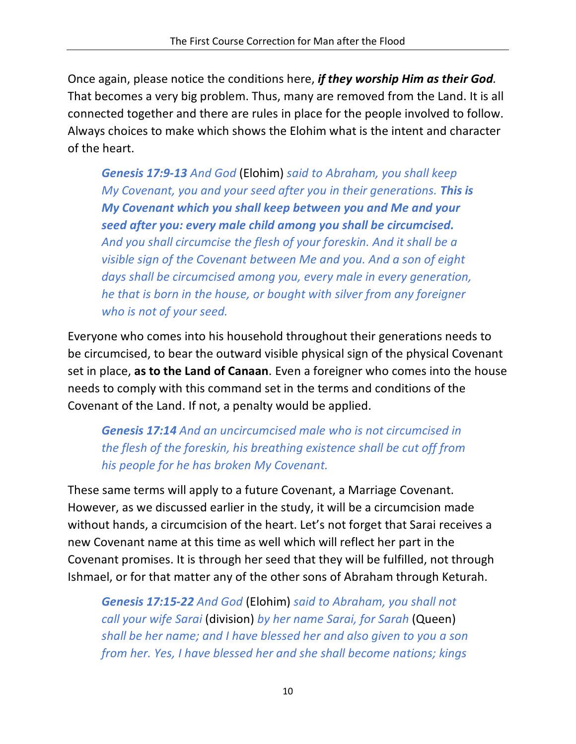Once again, please notice the conditions here, ***if they worship Him as their God.*** That becomes a very big problem. Thus, many are removed from the Land. It is all connected together and there are rules in place for the people involved to follow. Always choices to make which shows the Elohim what is the intent and character of the heart.

> ***Genesis 17:9-13*** *And God* (Elohim) *said to Abraham, you shall keep My Covenant, you and your seed after you in their generations.* ***This is My Covenant which you shall keep between you and Me and your seed after you: every male child among you shall be circumcised.*** *And you shall circumcise the flesh of your foreskin. And it shall be a visible sign of the Covenant between Me and you. And a son of eight days shall be circumcised among you, every male in every generation, he that is born in the house, or bought with silver from any foreigner who is not of your seed.*

Everyone who comes into his household throughout their generations needs to be circumcised, to bear the outward visible physical sign of the physical Covenant set in place, **as to the Land of Canaan**. Even a foreigner who comes into the house needs to comply with this command set in the terms and conditions of the Covenant of the Land. If not, a penalty would be applied.

> ***Genesis 17:14*** *And an uncircumcised male who is not circumcised in the flesh of the foreskin, his breathing existence shall be cut off from his people for he has broken My Covenant.*

These same terms will apply to a future Covenant, a Marriage Covenant. However, as we discussed earlier in the study, it will be a circumcision made without hands, a circumcision of the heart. Let's not forget that Sarai receives a new Covenant name at this time as well which will reflect her part in the Covenant promises. It is through her seed that they will be fulfilled, not through Ishmael, or for that matter any of the other sons of Abraham through Keturah.

> ***Genesis 17:15-22*** *And God* (Elohim) *said to Abraham, you shall not call your wife Sarai* (division) *by her name Sarai, for Sarah* (Queen) *shall be her name; and I have blessed her and also given to you a son from her. Yes, I have blessed her and she shall become nations; kings*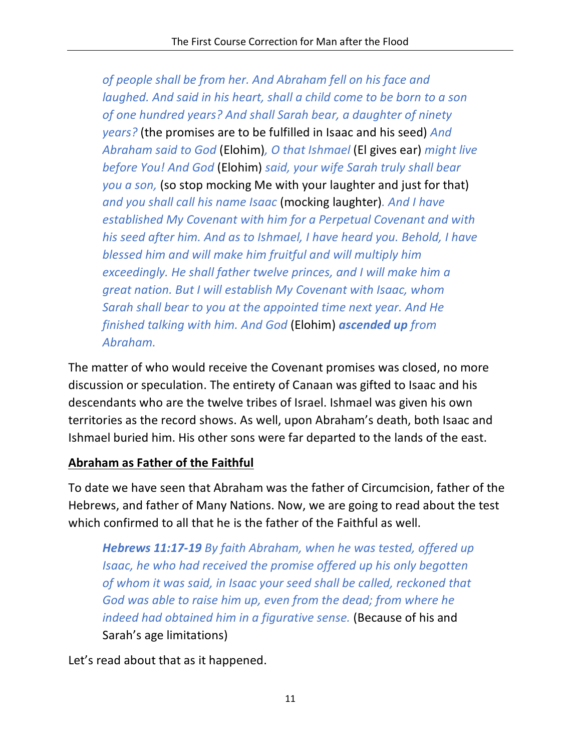> *of people shall be from her. And Abraham fell on his face and laughed. And said in his heart, shall a child come to be born to a son of one hundred years? And shall Sarah bear, a daughter of ninety years?* (the promises are to be fulfilled in Isaac and his seed) *And Abraham said to God* (Elohim)*, O that Ishmael* (El gives ear) *might live before You! And God* (Elohim) *said, your wife Sarah truly shall bear you a son,* (so stop mocking Me with your laughter and just for that) *and you shall call his name Isaac* (mocking laughter)*. And I have established My Covenant with him for a Perpetual Covenant and with his seed after him. And as to Ishmael, I have heard you. Behold, I have blessed him and will make him fruitful and will multiply him exceedingly. He shall father twelve princes, and I will make him a great nation. But I will establish My Covenant with Isaac, whom Sarah shall bear to you at the appointed time next year. And He finished talking with him. And God* (Elohim) ***ascended up*** *from Abraham.*

The matter of who would receive the Covenant promises was closed, no more discussion or speculation. The entirety of Canaan was gifted to Isaac and his descendants who are the twelve tribes of Israel. Ishmael was given his own territories as the record shows. As well, upon Abraham's death, both Isaac and Ishmael buried him. His other sons were far departed to the lands of the east.

**<u>Abraham as Father of the Faithful</u>**

To date we have seen that Abraham was the father of Circumcision, father of the Hebrews, and father of Many Nations. Now, we are going to read about the test which confirmed to all that he is the father of the Faithful as well.

> ***Hebrews 11:17-19*** *By faith Abraham, when he was tested, offered up Isaac, he who had received the promise offered up his only begotten of whom it was said, in Isaac your seed shall be called, reckoned that God was able to raise him up, even from the dead; from where he indeed had obtained him in a figurative sense.* (Because of his and Sarah's age limitations)

Let's read about that as it happened.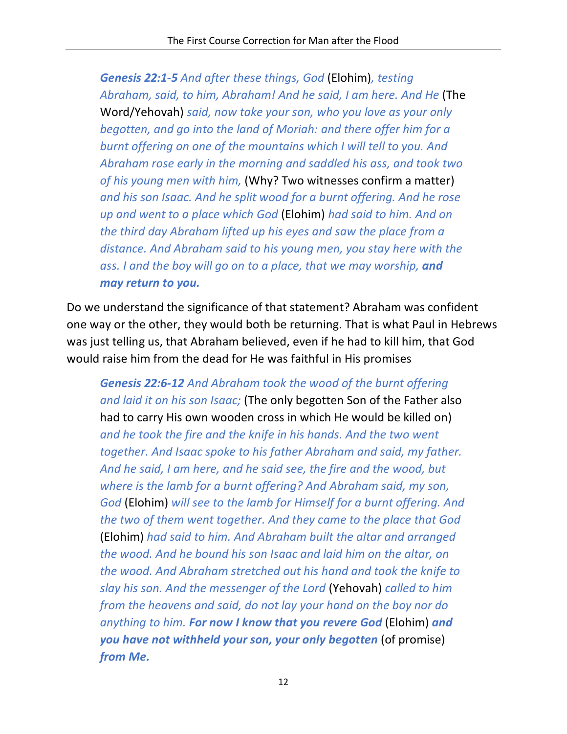> ***Genesis 22:1-5*** *And after these things, God* (Elohim)*, testing Abraham, said, to him, Abraham! And he said, I am here. And He* (The Word/Yehovah) *said, now take your son, who you love as your only begotten, and go into the land of Moriah: and there offer him for a burnt offering on one of the mountains which I will tell to you. And Abraham rose early in the morning and saddled his ass, and took two of his young men with him,* (Why? Two witnesses confirm a matter) *and his son Isaac. And he split wood for a burnt offering. And he rose up and went to a place which God* (Elohim) *had said to him. And on the third day Abraham lifted up his eyes and saw the place from a distance. And Abraham said to his young men, you stay here with the ass. I and the boy will go on to a place, that we may worship,* ***and may return to you.***

Do we understand the significance of that statement? Abraham was confident one way or the other, they would both be returning. That is what Paul in Hebrews was just telling us, that Abraham believed, even if he had to kill him, that God would raise him from the dead for He was faithful in His promises

> ***Genesis 22:6-12*** *And Abraham took the wood of the burnt offering and laid it on his son Isaac;* (The only begotten Son of the Father also had to carry His own wooden cross in which He would be killed on) *and he took the fire and the knife in his hands. And the two went together. And Isaac spoke to his father Abraham and said, my father. And he said, I am here, and he said see, the fire and the wood, but where is the lamb for a burnt offering? And Abraham said, my son, God* (Elohim) *will see to the lamb for Himself for a burnt offering. And the two of them went together. And they came to the place that God* (Elohim) *had said to him. And Abraham built the altar and arranged the wood. And he bound his son Isaac and laid him on the altar, on the wood. And Abraham stretched out his hand and took the knife to slay his son. And the messenger of the Lord* (Yehovah) *called to him from the heavens and said, do not lay your hand on the boy nor do anything to him.* ***For now I know that you revere God*** (Elohim) ***and you have not withheld your son, your only begotten*** (of promise) ***from Me.***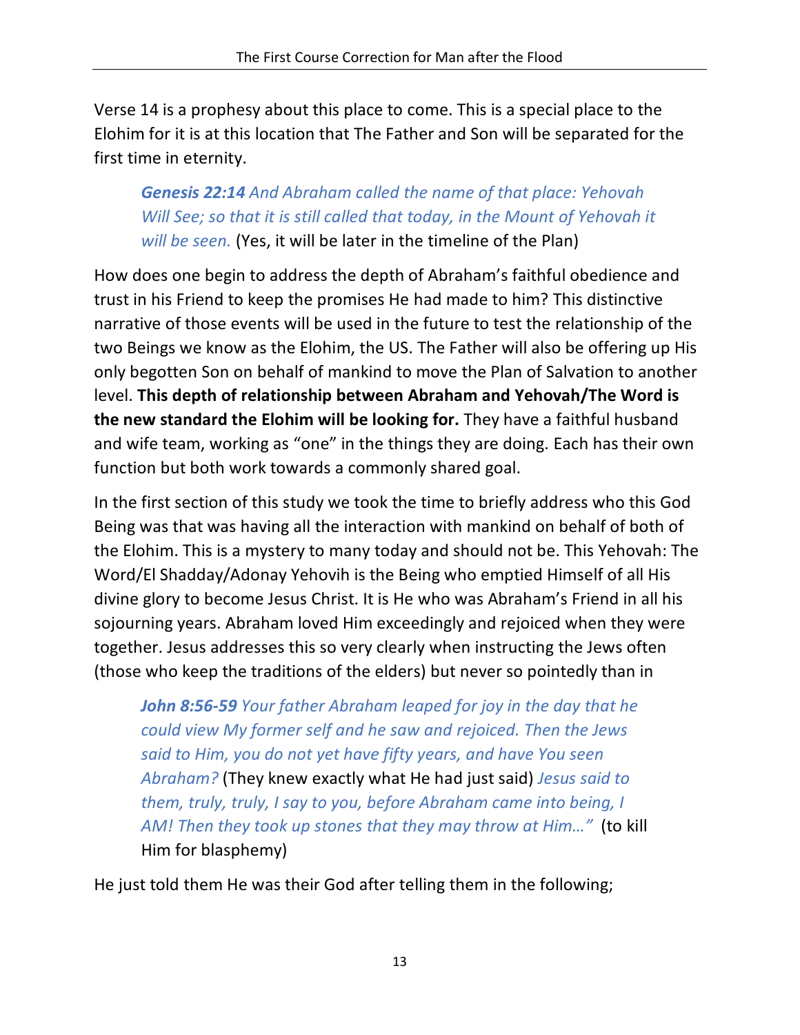Verse 14 is a prophesy about this place to come. This is a special place to the Elohim for it is at this location that The Father and Son will be separated for the first time in eternity.

> ***Genesis 22:14*** *And Abraham called the name of that place: Yehovah Will See; so that it is still called that today, in the Mount of Yehovah it will be seen.* (Yes, it will be later in the timeline of the Plan)

How does one begin to address the depth of Abraham's faithful obedience and trust in his Friend to keep the promises He had made to him? This distinctive narrative of those events will be used in the future to test the relationship of the two Beings we know as the Elohim, the US. The Father will also be offering up His only begotten Son on behalf of mankind to move the Plan of Salvation to another level. **This depth of relationship between Abraham and Yehovah/The Word is the new standard the Elohim will be looking for.** They have a faithful husband and wife team, working as "one" in the things they are doing. Each has their own function but both work towards a commonly shared goal.

In the first section of this study we took the time to briefly address who this God Being was that was having all the interaction with mankind on behalf of both of the Elohim. This is a mystery to many today and should not be. This Yehovah: The Word/El Shadday/Adonay Yehovih is the Being who emptied Himself of all His divine glory to become Jesus Christ. It is He who was Abraham's Friend in all his sojourning years. Abraham loved Him exceedingly and rejoiced when they were together. Jesus addresses this so very clearly when instructing the Jews often (those who keep the traditions of the elders) but never so pointedly than in

> ***John 8:56-59*** *Your father Abraham leaped for joy in the day that he could view My former self and he saw and rejoiced. Then the Jews said to Him, you do not yet have fifty years, and have You seen Abraham?* (They knew exactly what He had just said) *Jesus said to them, truly, truly, I say to you, before Abraham came into being, I AM! Then they took up stones that they may throw at Him…"* (to kill Him for blasphemy)

He just told them He was their God after telling them in the following;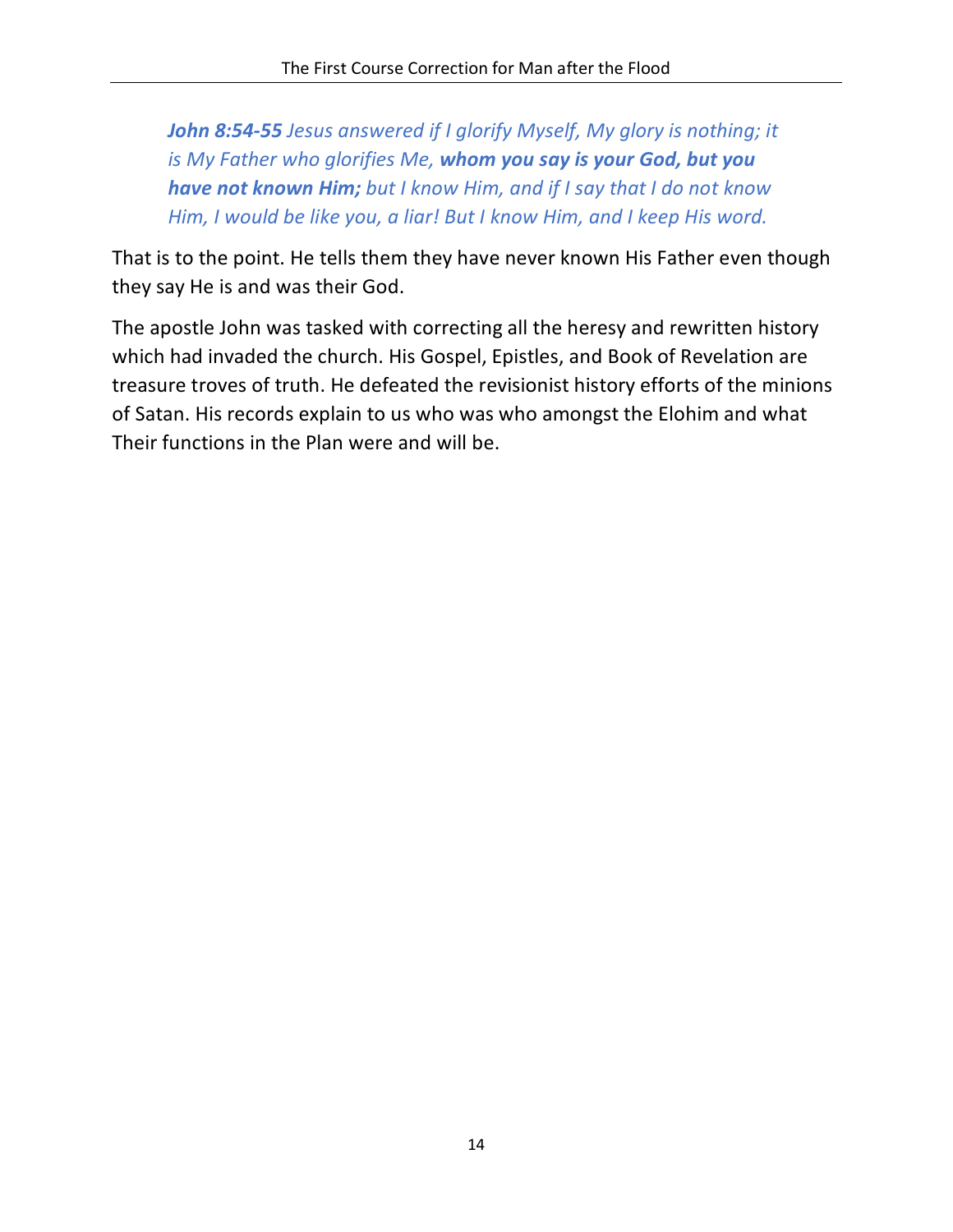> ***John 8:54-55*** *Jesus answered if I glorify Myself, My glory is nothing; it is My Father who glorifies Me,* ***whom you say is your God, but you have not known Him;*** *but I know Him, and if I say that I do not know Him, I would be like you, a liar! But I know Him, and I keep His word.*

That is to the point. He tells them they have never known His Father even though they say He is and was their God.

The apostle John was tasked with correcting all the heresy and rewritten history which had invaded the church. His Gospel, Epistles, and Book of Revelation are treasure troves of truth. He defeated the revisionist history efforts of the minions of Satan. His records explain to us who was who amongst the Elohim and what Their functions in the Plan were and will be.